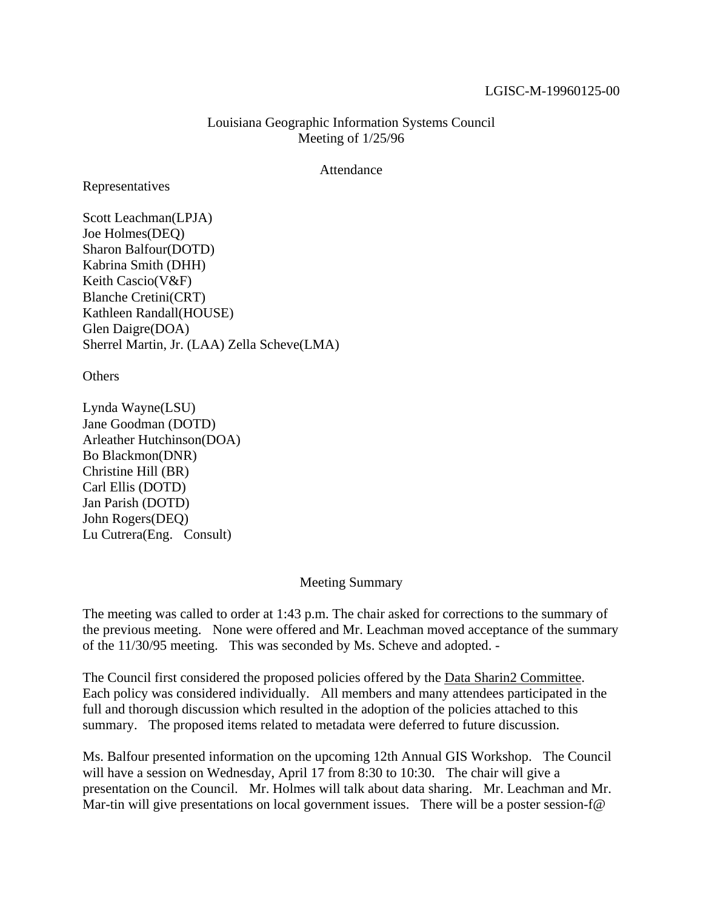LGISC-M-19960125-00

Louisiana Geographic Information Systems Council
Meeting of 1/25/96

Attendance

Representatives

Scott Leachman(LPJA)
Joe Holmes(DEQ)
Sharon Balfour(DOTD)
Kabrina Smith (DHH)
Keith Cascio(V&F)
Blanche Cretini(CRT)
Kathleen Randall(HOUSE)
Glen Daigre(DOA)
Sherrel Martin, Jr. (LAA) Zella Scheve(LMA)

Others

Lynda Wayne(LSU)
Jane Goodman (DOTD)
Arleather Hutchinson(DOA)
Bo Blackmon(DNR)
Christine Hill (BR)
Carl Ellis (DOTD)
Jan Parish (DOTD)
John Rogers(DEQ)
Lu Cutrera(Eng. Consult)

Meeting Summary

The meeting was called to order at 1:43 p.m. The chair asked for corrections to the summary of the previous meeting. None were offered and Mr. Leachman moved acceptance of the summary of the 11/30/95 meeting. This was seconded by Ms. Scheve and adopted. -

The Council first considered the proposed policies offered by the <u>Data Sharin2 Committee</u>. Each policy was considered individually. All members and many attendees participated in the full and thorough discussion which resulted in the adoption of the policies attached to this summary. The proposed items related to metadata were deferred to future discussion.

Ms. Balfour presented information on the upcoming 12th Annual GIS Workshop. The Council will have a session on Wednesday, April 17 from 8:30 to 10:30. The chair will give a presentation on the Council. Mr. Holmes will talk about data sharing. Mr. Leachman and Mr. Mar-tin will give presentations on local government issues. There will be a poster session-f@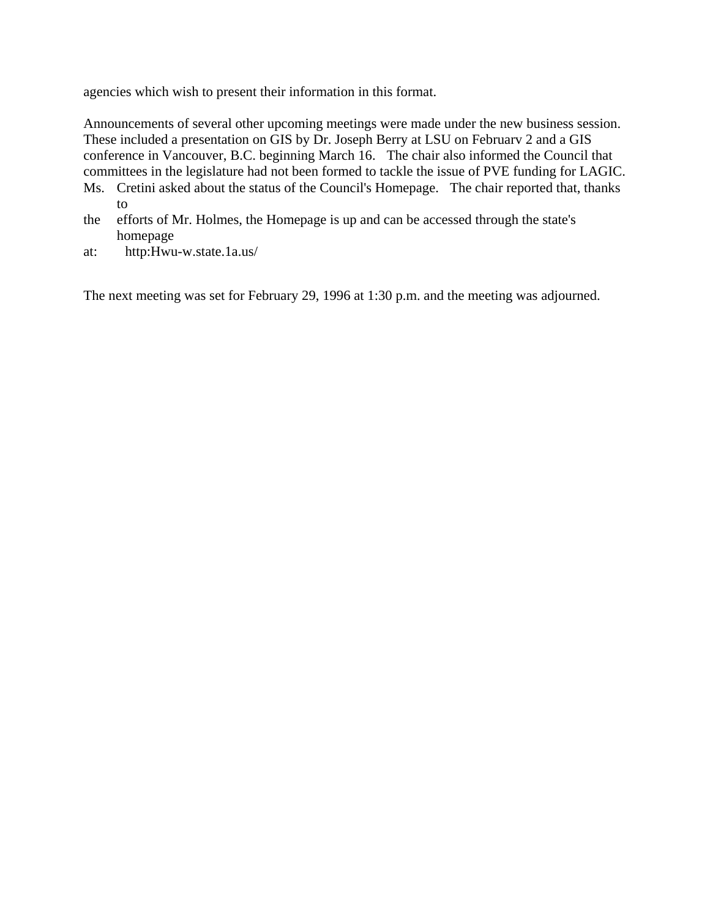agencies which wish to present their information in this format.

Announcements of several other upcoming meetings were made under the new business session. These included a presentation on GIS by Dr. Joseph Berry at LSU on Februarv 2 and a GIS conference in Vancouver, B.C. beginning March 16. The chair also informed the Council that committees in the legislature had not been formed to tackle the issue of PVE funding for LAGIC. Ms. Cretini asked about the status of the Council's Homepage. The chair reported that, thanks to the efforts of Mr. Holmes, the Homepage is up and can be accessed through the state's homepage at: http:Hwu-w.state.1a.us/

The next meeting was set for February 29, 1996 at 1:30 p.m. and the meeting was adjourned.